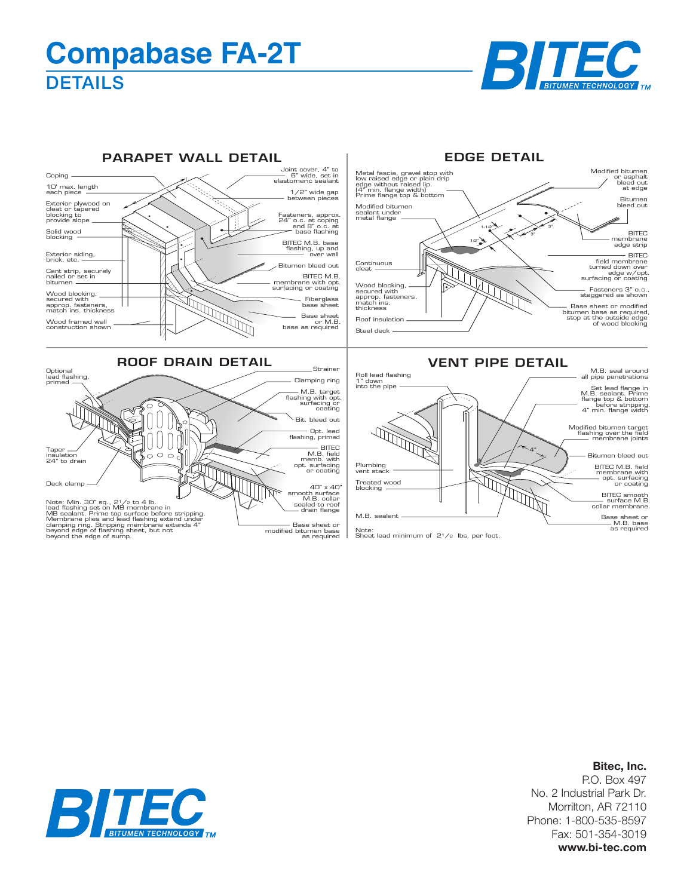# Compabase FA-2T

## DETAILS

BITEC BITUMEN TECHNOLOGY TM

### PARAPET WALL DETAIL

Coping

10' max. length each piece

Exterior plywood on cleat or tapered blocking to provide slope

Solid wood blocking

Exterior siding, brick, etc.

Cant strip, securely nailed or set in bitumen

Wood blocking, secured with approp. fasteners, match ins. thickness

Wood framed wall construction shown

Joint cover, 4" to 6" wide, set in elastomeric sealant

1/2" wide gap between pieces

Fasteners, approx. 24" o.c. at coping and 8" o.c. at base flashing

BITEC M.B. base flashing, up and over wall

Bitumen bleed out

BITEC M.B. membrane with opt. surfacing or coating

Fiberglass base sheet

Base sheet or M.B. base as required

### EDGE DETAIL

Metal fascia, gravel stop with low raised edge or plain drip edge without raised lip. (4" min. flange width) Prime flange top & bottom

Modified bitumen sealant under metal flange

Continuous cleat

Wood blocking, secured with approp. fasteners, match ins. thickness

Roof insulation

Steel deck

Modified bitumen or asphalt bleed out at edge

Bitumen bleed out

BITEC membrane edge strip

BITEC field membrane turned down over edge w/opt. surfacing or coating

Fasteners 3" o.c., staggered as shown

Base sheet or modified bitumen base as required, stop at the outside edge of wood blocking

1-1/2"

1/2"

3"

3"

### ROOF DRAIN DETAIL

Optional lead flashing, primed

Taper insulation 24" to drain

Deck clamp

Strainer

Clamping ring

M.B. target flashing with opt. surfacing or coating

Bit. bleed out

Opt. lead flashing, primed

BITEC M.B. field memb. with opt. surfacing or coating

40" x 40" smooth surface M.B. collar sealed to roof drain flange

Base sheet or modified bitumen base as required

Note: Min. 30" sq., 2 1/2 to 4 lb. lead flashing set on MB membrane in MB sealant. Prime top surface before stripping. Membrane plies and lead flashing extend under clamping ring. Stripping membrane extends 4" beyond edge of flashing sheet, but not beyond the edge of sump.

### VENT PIPE DETAIL

Roll lead flashing 1" down into the pipe

Plumbing vent stack

Treated wood blocking

M.B. sealant

M.B. seal around all pipe penetrations

Set lead flange in M.B. sealant. Prime flange top & bottom before stripping. 4" min. flange width

Modified bitumen target flashing over the field membrane joints

4"

Bitumen bleed out

BITEC M.B. field membrane with opt. surfacing or coating

BITEC smooth surface M.B. collar membrane.

Base sheet or M.B. base as required

Note: Sheet lead minimum of 2 1/2 lbs. per foot.

BITEC BITUMEN TECHNOLOGY TM

**Bitec, Inc.**
P.O. Box 497
No. 2 Industrial Park Dr.
Morrilton, AR 72110
Phone: 1-800-535-8597
Fax: 501-354-3019
**www.bi-tec.com**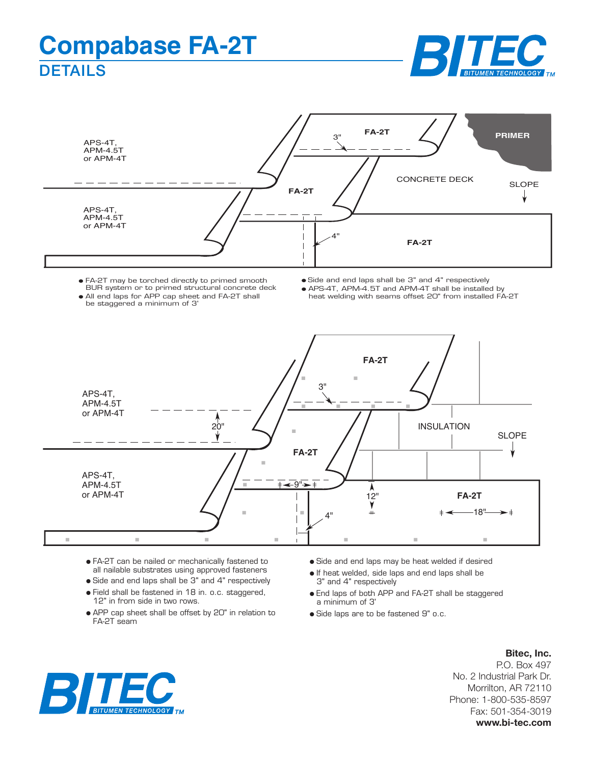# Compabase FA-2T

## DETAILS

APS-4T,
APM-4.5T
or APM-4T

FA-2T

3"

PRIMER

FA-2T

CONCRETE DECK

SLOPE

APS-4T,
APM-4.5T
or APM-4T

4"

FA-2T

- FA-2T may be torched directly to primed smooth BUR system or to primed structural concrete deck
- All end laps for APP cap sheet and FA-2T shall be staggered a minimum of 3'
- Side and end laps shall be 3" and 4" respectively
- APS-4T, APM-4.5T and APM-4T shall be installed by heat welding with seams offset 20" from installed FA-2T

FA-2T

APS-4T,
APM-4.5T
or APM-4T

3"

20"

INSULATION

SLOPE

FA-2T

APS-4T,
APM-4.5T
or APM-4T

9"

12"

FA-2T

18"

4"

- FA-2T can be nailed or mechanically fastened to all nailable substrates using approved fasteners
- Side and end laps shall be 3" and 4" respectively
- Field shall be fastened in 18 in. o.c. staggered, 12" in from side in two rows.
- APP cap sheet shall be offset by 20" in relation to FA-2T seam
- Side and end laps may be heat welded if desired
- If heat welded, side laps and end laps shall be 3" and 4" respectively
- End laps of both APP and FA-2T shall be staggered a minimum of 3'
- Side laps are to be fastened 9" o.c.

**Bitec, Inc.**
P.O. Box 497
No. 2 Industrial Park Dr.
Morrilton, AR 72110
Phone: 1-800-535-8597
Fax: 501-354-3019
**www.bi-tec.com**